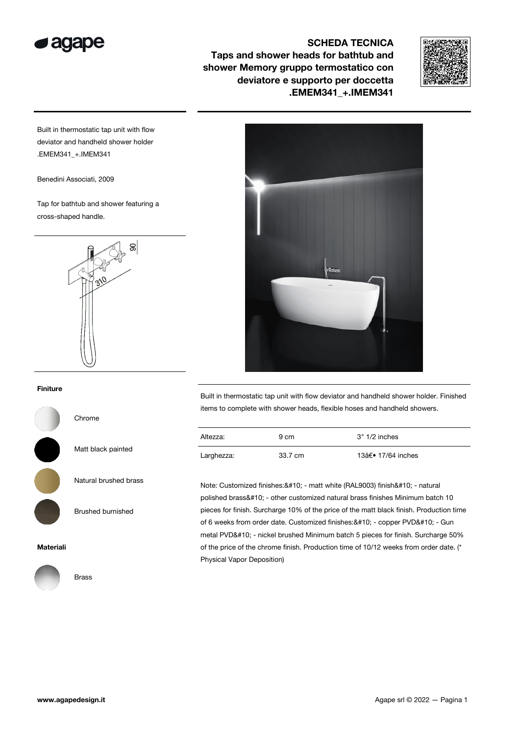# SCHEDA TECNICA

## Taps and shower heads for bathtub and shower Memory gruppo termostatico con deviatore e supporto per doccetta .EMEM341_+.IMEM341

Built in thermostatic tap unit with flow deviator and handheld shower holder .EMEM341_+.IMEM341

Benedini Associati, 2009

Tap for bathtub and shower featuring a cross-shaped handle.

### Finiture

- Chrome
- Matt black painted
- Natural brushed brass
- Brushed burnished

### Materiali

- Brass

Built in thermostatic tap unit with flow deviator and handheld shower holder. Finished items to complete with shower heads, flexible hoses and handheld showers.

| | | |
|---|---|---|
| Altezza: | 9 cm | 3" 1/2 inches |
| Larghezza: | 33.7 cm | 13â€• 17/64 inches |

Note: Customized finishes:&#10; - matt white (RAL9003) finish&#10; - natural polished brass&#10; - other customized natural brass finishes Minimum batch 10 pieces for finish. Surcharge 10% of the price of the matt black finish. Production time of 6 weeks from order date. Customized finishes:&#10; - copper PVD&#10; - Gun metal PVD&#10; - nickel brushed Minimum batch 5 pieces for finish. Surcharge 50% of the price of the chrome finish. Production time of 10/12 weeks from order date. (* Physical Vapor Deposition)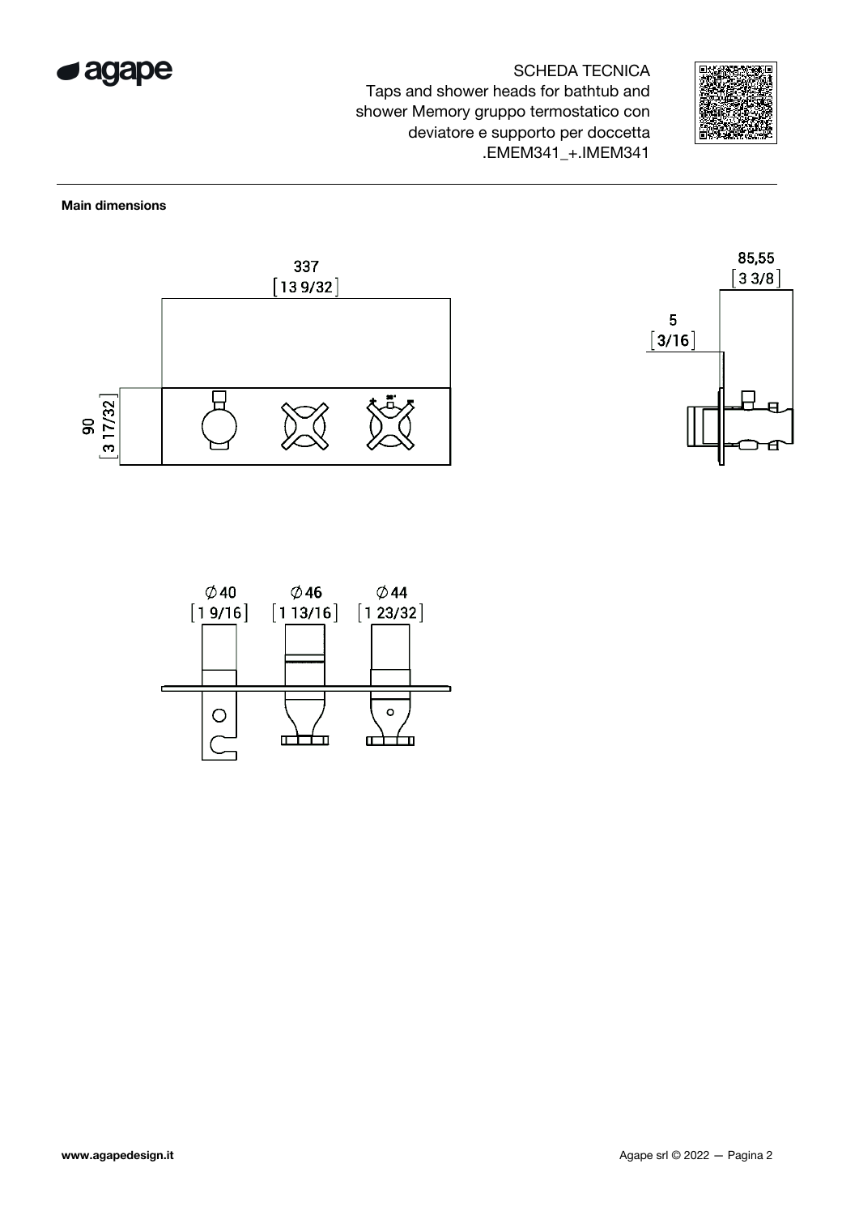SCHEDA TECNICA
Taps and shower heads for bathtub and shower Memory gruppo termostatico con deviatore e supporto per doccetta
.EMEM341_+.IMEM341

**Main dimensions**

337
[13 9/32]

90
[3 17/32]

85,55
[3 3/8]

5
[3/16]

Ø40
[1 9/16]

Ø46
[1 13/16]

Ø44
[1 23/32]

**www.agapedesign.it**

Agape srl © 2022 — Pagina 2